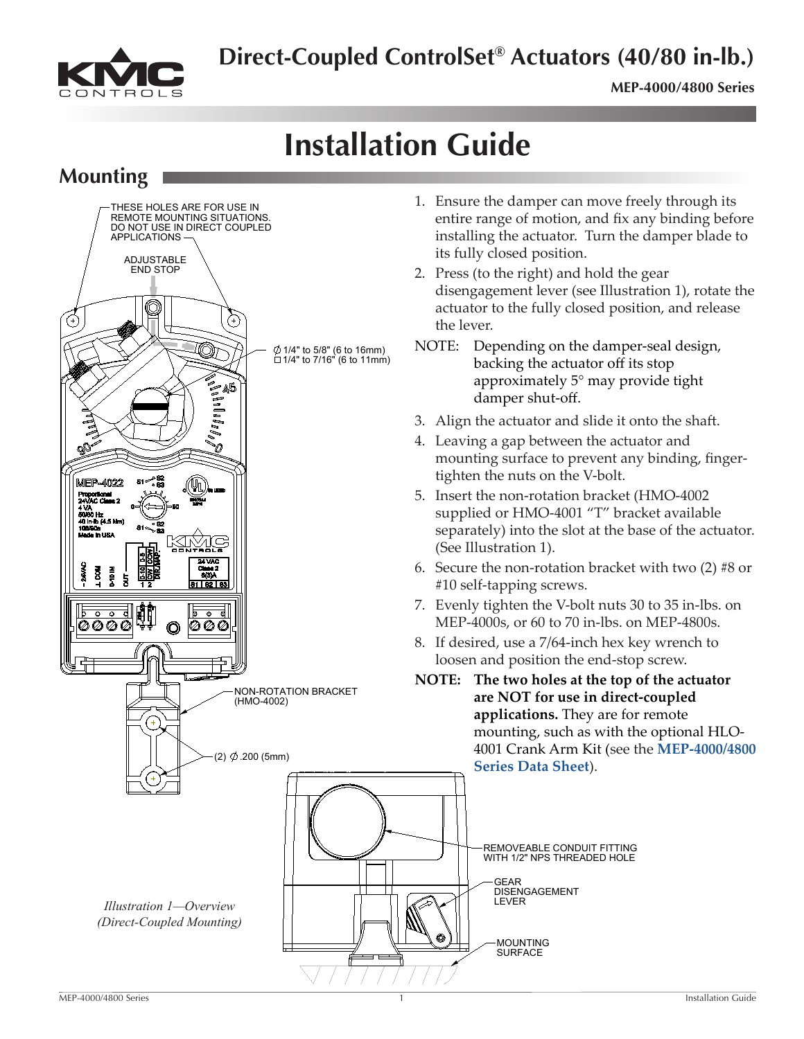# Direct-Coupled ControlSet® Actuators (40/80 in-lb.)

**MEP-4000/4800 Series**

# Installation Guide

## Mounting

1. Ensure the damper can move freely through its entire range of motion, and fix any binding before installing the actuator. Turn the damper blade to its fully closed position.
2. Press (to the right) and hold the gear disengagement lever (see Illustration 1), rotate the actuator to the fully closed position, and release the lever.

NOTE: Depending on the damper-seal design, backing the actuator off its stop approximately 5° may provide tight damper shut-off.

3. Align the actuator and slide it onto the shaft.
4. Leaving a gap between the actuator and mounting surface to prevent any binding, finger-tighten the nuts on the V-bolt.
5. Insert the non-rotation bracket (HMO-4002 supplied or HMO-4001 "T" bracket available separately) into the slot at the base of the actuator. (See Illustration 1).
6. Secure the non-rotation bracket with two (2) #8 or #10 self-tapping screws.
7. Evenly tighten the V-bolt nuts 30 to 35 in-lbs. on MEP-4000s, or 60 to 70 in-lbs. on MEP-4800s.
8. If desired, use a 7/64-inch hex key wrench to loosen and position the end-stop screw.

**NOTE: The two holes at the top of the actuator are NOT for use in direct-coupled applications.** They are for remote mounting, such as with the optional HLO-4001 Crank Arm Kit (see the **MEP-4000/4800 Series Data Sheet**).

THESE HOLES ARE FOR USE IN REMOTE MOUNTING SITUATIONS. DO NOT USE IN DIRECT COUPLED APPLICATIONS

ADJUSTABLE END STOP

∅ 1/4" to 5/8" (6 to 16mm)
□ 1/4" to 7/16" (6 to 11mm)

NON-ROTATION BRACKET (HMO-4002)

(2) ∅ .200 (5mm)

REMOVEABLE CONDUIT FITTING WITH 1/2" NPS THREADED HOLE

GEAR DISENGAGEMENT LEVER

MOUNTING SURFACE

*Illustration 1—Overview (Direct-Coupled Mounting)*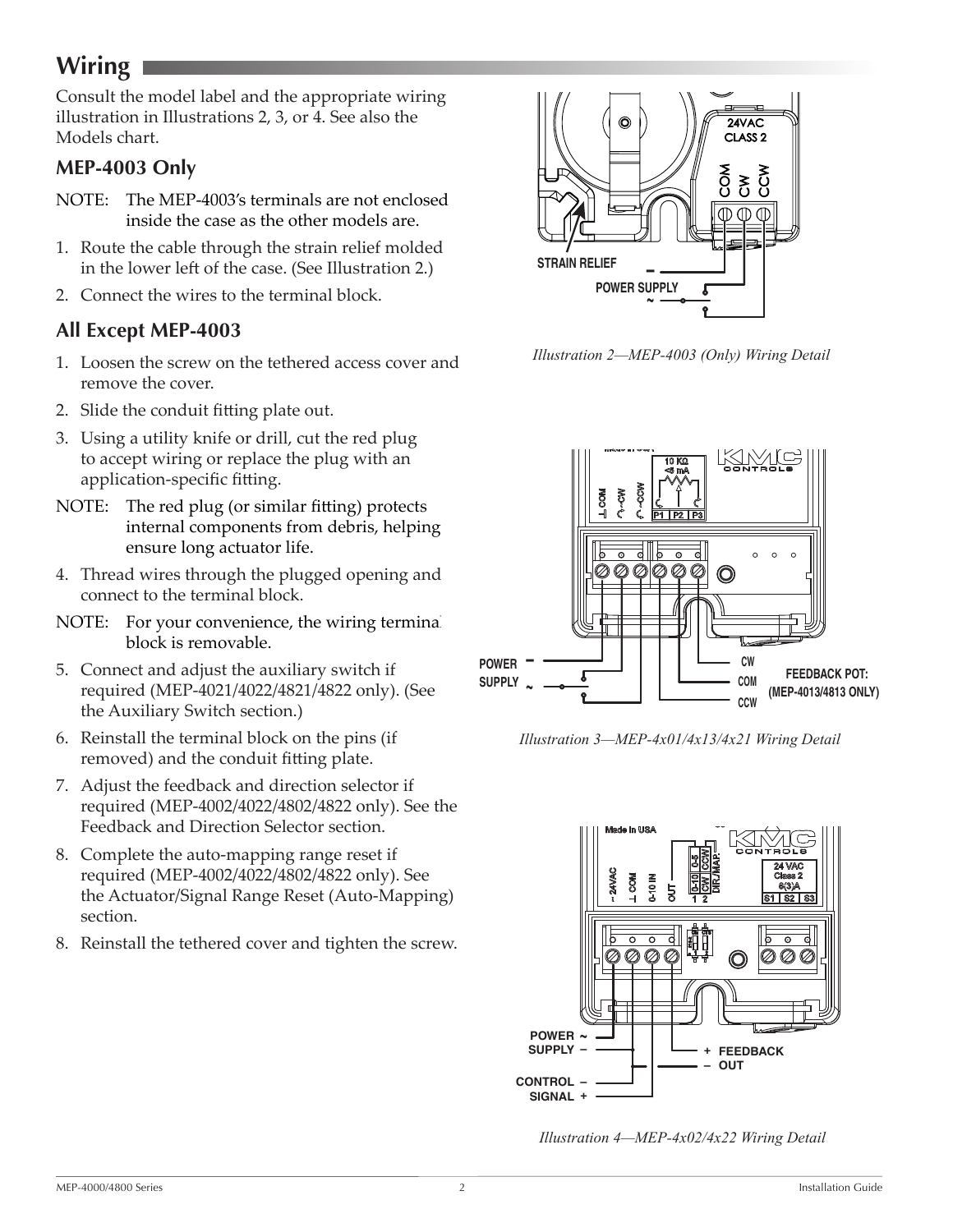## Wiring

Consult the model label and the appropriate wiring illustration in Illustrations 2, 3, or 4. See also the Models chart.

### MEP-4003 Only

NOTE: The MEP-4003's terminals are not enclosed inside the case as the other models are.

1. Route the cable through the strain relief molded in the lower left of the case. (See Illustration 2.)
2. Connect the wires to the terminal block.

### All Except MEP-4003

1. Loosen the screw on the tethered access cover and remove the cover.
2. Slide the conduit fitting plate out.
3. Using a utility knife or drill, cut the red plug to accept wiring or replace the plug with an application-specific fitting.

NOTE: The red plug (or similar fitting) protects internal components from debris, helping ensure long actuator life.

4. Thread wires through the plugged opening and connect to the terminal block.

NOTE: For your convenience, the wiring terminal block is removable.

5. Connect and adjust the auxiliary switch if required (MEP-4021/4022/4821/4822 only). (See the Auxiliary Switch section.)
6. Reinstall the terminal block on the pins (if removed) and the conduit fitting plate.
7. Adjust the feedback and direction selector if required (MEP-4002/4022/4802/4822 only). See the Feedback and Direction Selector section.
8. Complete the auto-mapping range reset if required (MEP-4002/4022/4802/4822 only). See the Actuator/Signal Range Reset (Auto-Mapping) section.
8. Reinstall the tethered cover and tighten the screw.

*Illustration 2—MEP-4003 (Only) Wiring Detail*

*Illustration 3—MEP-4x01/4x13/4x21 Wiring Detail*

*Illustration 4—MEP-4x02/4x22 Wiring Detail*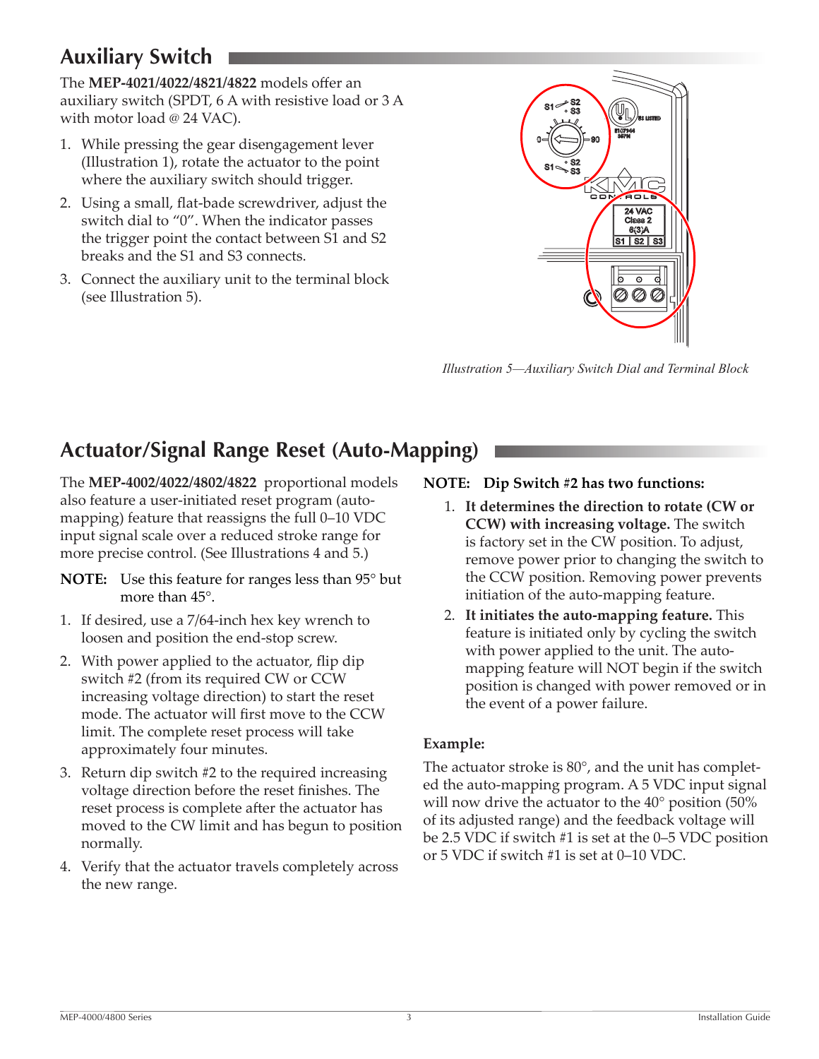## Auxiliary Switch

The **MEP-4021/4022/4821/4822** models offer an auxiliary switch (SPDT, 6 A with resistive load or 3 A with motor load @ 24 VAC).

1. While pressing the gear disengagement lever (Illustration 1), rotate the actuator to the point where the auxiliary switch should trigger.
2. Using a small, flat-bade screwdriver, adjust the switch dial to "0". When the indicator passes the trigger point the contact between S1 and S2 breaks and the S1 and S3 connects.
3. Connect the auxiliary unit to the terminal block (see Illustration 5).

*Illustration 5—Auxiliary Switch Dial and Terminal Block*

## Actuator/Signal Range Reset (Auto-Mapping)

The **MEP-4002/4022/4802/4822** proportional models also feature a user-initiated reset program (auto-mapping) feature that reassigns the full 0–10 VDC input signal scale over a reduced stroke range for more precise control. (See Illustrations 4 and 5.)

**NOTE:** Use this feature for ranges less than 95° but more than 45°.

1. If desired, use a 7/64-inch hex key wrench to loosen and position the end-stop screw.
2. With power applied to the actuator, flip dip switch #2 (from its required CW or CCW increasing voltage direction) to start the reset mode. The actuator will first move to the CCW limit. The complete reset process will take approximately four minutes.
3. Return dip switch #2 to the required increasing voltage direction before the reset finishes. The reset process is complete after the actuator has moved to the CW limit and has begun to position normally.
4. Verify that the actuator travels completely across the new range.

**NOTE: Dip Switch #2 has two functions:**

1. **It determines the direction to rotate (CW or CCW) with increasing voltage.** The switch is factory set in the CW position. To adjust, remove power prior to changing the switch to the CCW position. Removing power prevents initiation of the auto-mapping feature.
2. **It initiates the auto-mapping feature.** This feature is initiated only by cycling the switch with power applied to the unit. The auto-mapping feature will NOT begin if the switch position is changed with power removed or in the event of a power failure.

**Example:**

The actuator stroke is 80°, and the unit has completed the auto-mapping program. A 5 VDC input signal will now drive the actuator to the 40° position (50% of its adjusted range) and the feedback voltage will be 2.5 VDC if switch #1 is set at the 0–5 VDC position or 5 VDC if switch #1 is set at 0–10 VDC.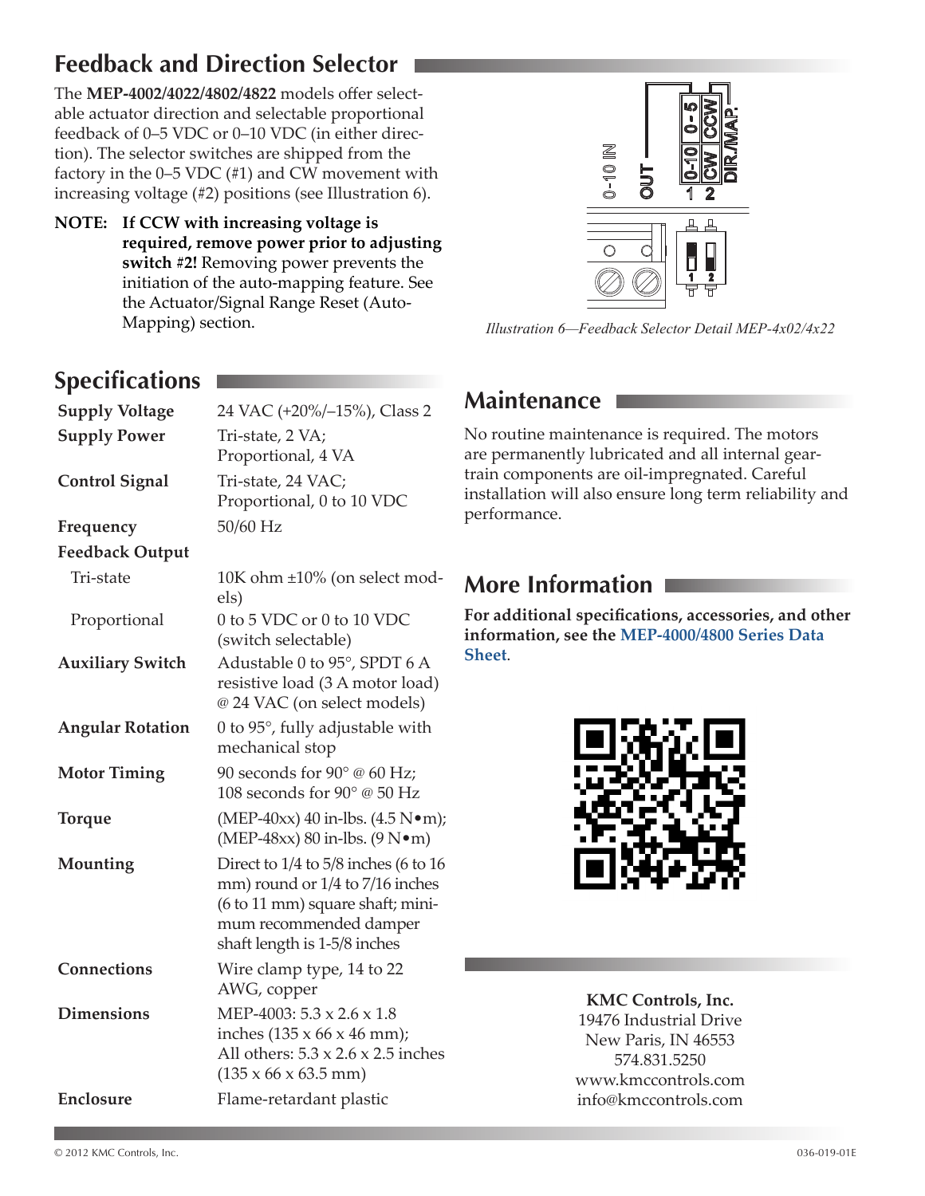## Feedback and Direction Selector

The **MEP-4002/4022/4802/4822** models offer selectable actuator direction and selectable proportional feedback of 0–5 VDC or 0–10 VDC (in either direction). The selector switches are shipped from the factory in the 0–5 VDC (#1) and CW movement with increasing voltage (#2) positions (see Illustration 6).

**NOTE: If CCW with increasing voltage is required, remove power prior to adjusting switch #2!** Removing power prevents the initiation of the auto-mapping feature. See the Actuator/Signal Range Reset (Auto-Mapping) section.

0-10 IN
OUT
0-10 0-5
CW CCW
DIR./MAP.
1 2

*Illustration 6—Feedback Selector Detail MEP-4x02/4x22*

## Specifications

| | |
|---|---|
| **Supply Voltage** | 24 VAC (+20%/–15%), Class 2 |
| **Supply Power** | Tri-state, 2 VA; Proportional, 4 VA |
| **Control Signal** | Tri-state, 24 VAC; Proportional, 0 to 10 VDC |
| **Frequency** | 50/60 Hz |
| **Feedback Output** | |
| Tri-state | 10K ohm ±10% (on select models) |
| Proportional | 0 to 5 VDC or 0 to 10 VDC (switch selectable) |
| **Auxiliary Switch** | Adustable 0 to 95°, SPDT 6 A resistive load (3 A motor load) @ 24 VAC (on select models) |
| **Angular Rotation** | 0 to 95°, fully adjustable with mechanical stop |
| **Motor Timing** | 90 seconds for 90° @ 60 Hz; 108 seconds for 90° @ 50 Hz |
| **Torque** | (MEP-40xx) 40 in-lbs. (4.5 N•m); (MEP-48xx) 80 in-lbs. (9 N•m) |
| **Mounting** | Direct to 1/4 to 5/8 inches (6 to 16 mm) round or 1/4 to 7/16 inches (6 to 11 mm) square shaft; minimum recommended damper shaft length is 1-5/8 inches |
| **Connections** | Wire clamp type, 14 to 22 AWG, copper |
| **Dimensions** | MEP-4003: 5.3 x 2.6 x 1.8 inches (135 x 66 x 46 mm); All others: 5.3 x 2.6 x 2.5 inches (135 x 66 x 63.5 mm) |
| **Enclosure** | Flame-retardant plastic |

## Maintenance

No routine maintenance is required. The motors are permanently lubricated and all internal gear-train components are oil-impregnated. Careful installation will also ensure long term reliability and performance.

## More Information

**For additional specifications, accessories, and other information, see the MEP-4000/4800 Series Data Sheet.**

**KMC Controls, Inc.**
19476 Industrial Drive
New Paris, IN 46553
574.831.5250
www.kmccontrols.com
info@kmccontrols.com

© 2012 KMC Controls, Inc.

036-019-01E